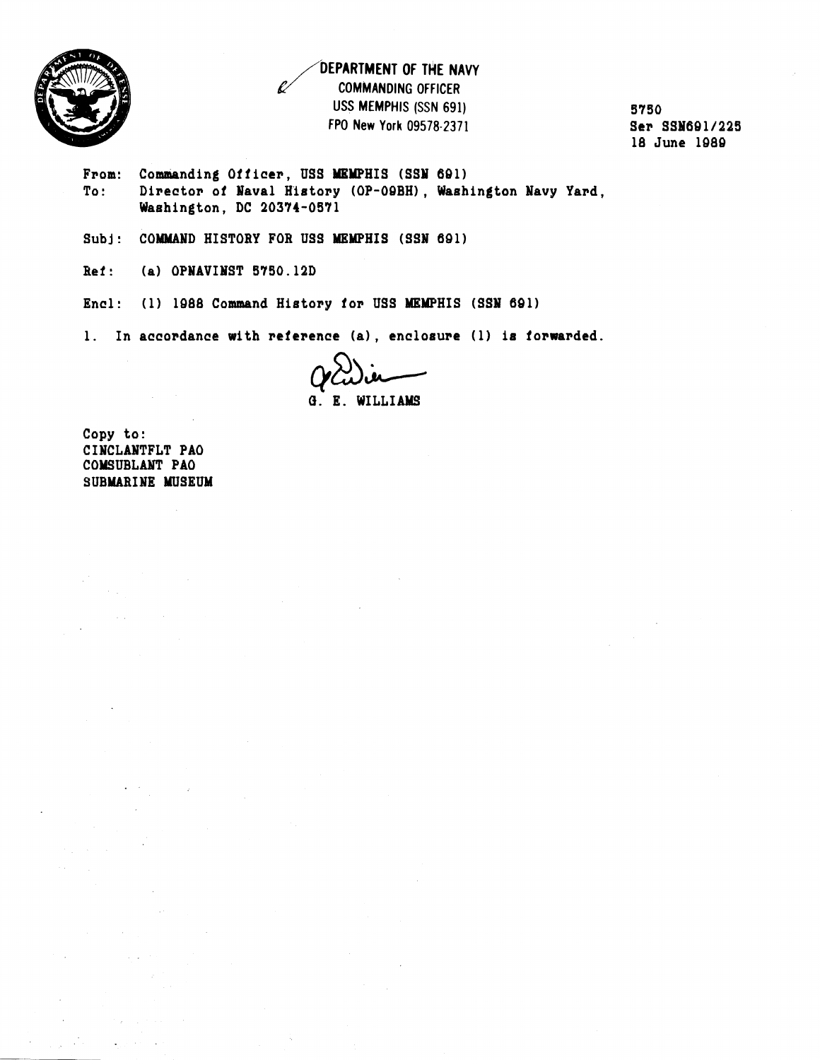DEPARTMENT OF THE NAVY
COMMANDING OFFICER
USS MEMPHIS (SSN 691)
FPO New York 09578-2371

5750
Ser SSN691/225
18 June 1989

From: Commanding Officer, USS MEMPHIS (SSN 691)
To: Director of Naval History (OP-09BH), Washington Navy Yard, Washington, DC 20374-0571

Subj: COMMAND HISTORY FOR USS MEMPHIS (SSN 691)

Ref: (a) OPNAVINST 5750.12D

Encl: (1) 1988 Command History for USS MEMPHIS (SSN 691)

1. In accordance with reference (a), enclosure (1) is forwarded.

G. E. WILLIAMS

Copy to:
CINCLANTFLT PAO
COMSUBLANT PAO
SUBMARINE MUSEUM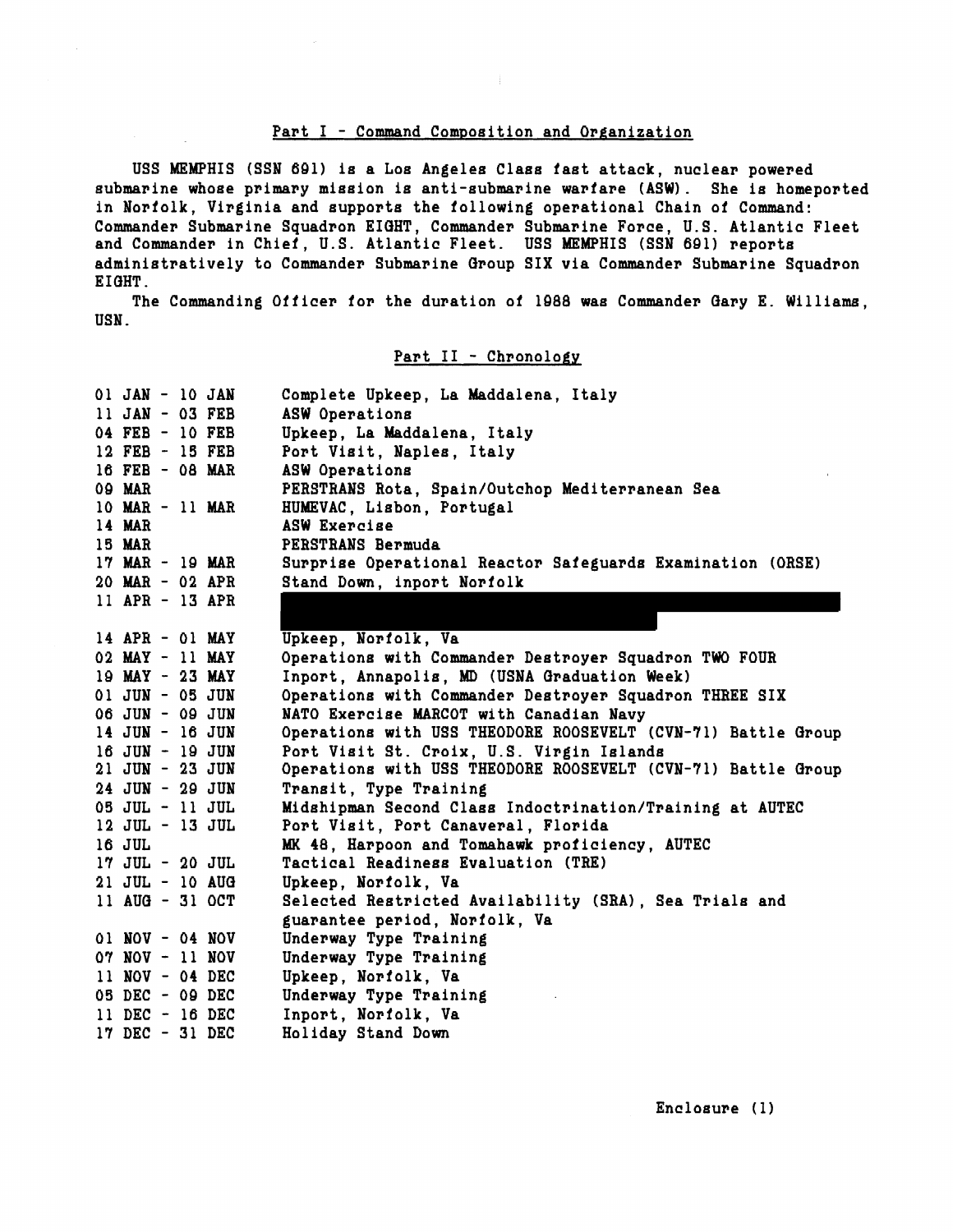## Part I - Command Composition and Organization

USS MEMPHIS (SSN 691) is a Los Angeles Class fast attack, nuclear powered submarine whose primary mission is anti-submarine warfare (ASW). She is homeported in Norfolk, Virginia and supports the following operational Chain of Command: Commander Submarine Squadron EIGHT, Commander Submarine Force, U.S. Atlantic Fleet and Commander in Chief, U.S. Atlantic Fleet. USS MEMPHIS (SSN 691) reports administratively to Commander Submarine Group SIX via Commander Submarine Squadron EIGHT.

The Commanding Officer for the duration of 1988 was Commander Gary E. Williams, USN.

## Part II - Chronology

| | |
|---|---|
| 01 JAN - 10 JAN | Complete Upkeep, La Maddalena, Italy |
| 11 JAN - 03 FEB | ASW Operations |
| 04 FEB - 10 FEB | Upkeep, La Maddalena, Italy |
| 12 FEB - 15 FEB | Port Visit, Naples, Italy |
| 16 FEB - 08 MAR | ASW Operations |
| 09 MAR | PERSTRANS Rota, Spain/Outchop Mediterranean Sea |
| 10 MAR - 11 MAR | HUMEVAC, Lisbon, Portugal |
| 14 MAR | ASW Exercise |
| 15 MAR | PERSTRANS Bermuda |
| 17 MAR - 19 MAR | Surprise Operational Reactor Safeguards Examination (ORSE) |
| 20 MAR - 02 APR | Stand Down, inport Norfolk |
| 11 APR - 13 APR | [REDACTED] |
| 14 APR - 01 MAY | Upkeep, Norfolk, Va |
| 02 MAY - 11 MAY | Operations with Commander Destroyer Squadron TWO FOUR |
| 19 MAY - 23 MAY | Inport, Annapolis, MD (USNA Graduation Week) |
| 01 JUN - 05 JUN | Operations with Commander Destroyer Squadron THREE SIX |
| 06 JUN - 09 JUN | NATO Exercise MARCOT with Canadian Navy |
| 14 JUN - 16 JUN | Operations with USS THEODORE ROOSEVELT (CVN-71) Battle Group |
| 16 JUN - 19 JUN | Port Visit St. Croix, U.S. Virgin Islands |
| 21 JUN - 23 JUN | Operations with USS THEODORE ROOSEVELT (CVN-71) Battle Group |
| 24 JUN - 29 JUN | Transit, Type Training |
| 05 JUL - 11 JUL | Midshipman Second Class Indoctrination/Training at AUTEC |
| 12 JUL - 13 JUL | Port Visit, Port Canaveral, Florida |
| 16 JUL | MK 48, Harpoon and Tomahawk proficiency, AUTEC |
| 17 JUL - 20 JUL | Tactical Readiness Evaluation (TRE) |
| 21 JUL - 10 AUG | Upkeep, Norfolk, Va |
| 11 AUG - 31 OCT | Selected Restricted Availability (SRA), Sea Trials and guarantee period, Norfolk, Va |
| 01 NOV - 04 NOV | Underway Type Training |
| 07 NOV - 11 NOV | Underway Type Training |
| 11 NOV - 04 DEC | Upkeep, Norfolk, Va |
| 05 DEC - 09 DEC | Underway Type Training |
| 11 DEC - 16 DEC | Inport, Norfolk, Va |
| 17 DEC - 31 DEC | Holiday Stand Down |

Enclosure (1)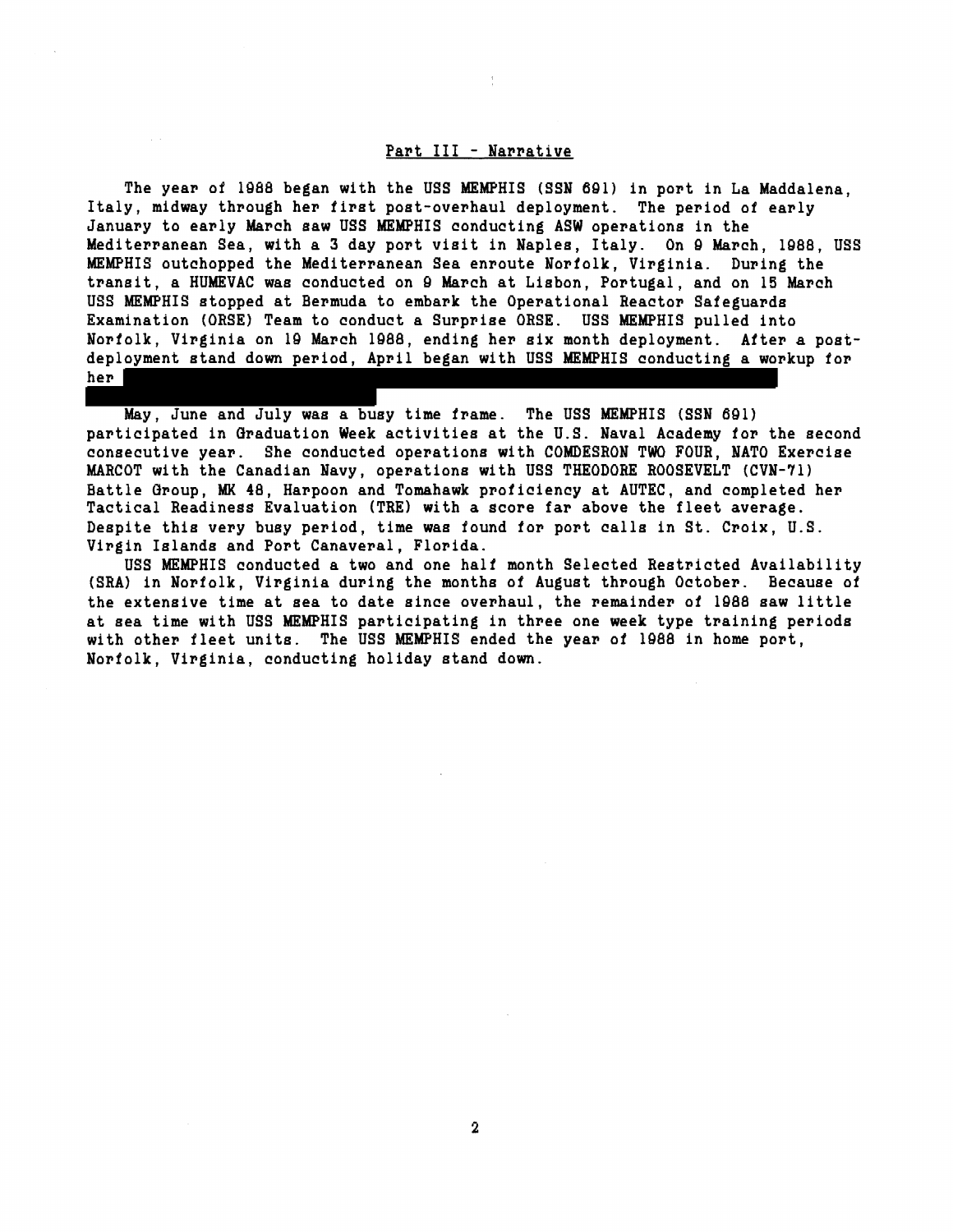## Part III - Narrative

The year of 1988 began with the USS MEMPHIS (SSN 691) in port in La Maddalena, Italy, midway through her first post-overhaul deployment. The period of early January to early March saw USS MEMPHIS conducting ASW operations in the Mediterranean Sea, with a 3 day port visit in Naples, Italy. On 9 March, 1988, USS MEMPHIS outchopped the Mediterranean Sea enroute Norfolk, Virginia. During the transit, a HUMEVAC was conducted on 9 March at Lisbon, Portugal, and on 15 March USS MEMPHIS stopped at Bermuda to embark the Operational Reactor Safeguards Examination (ORSE) Team to conduct a Surprise ORSE. USS MEMPHIS pulled into Norfolk, Virginia on 19 March 1988, ending her six month deployment. After a post-deployment stand down period, April began with USS MEMPHIS conducting a workup for her

May, June and July was a busy time frame. The USS MEMPHIS (SSN 691) participated in Graduation Week activities at the U.S. Naval Academy for the second consecutive year. She conducted operations with COMDESRON TWO FOUR, NATO Exercise MARCOT with the Canadian Navy, operations with USS THEODORE ROOSEVELT (CVN-71) Battle Group, MK 48, Harpoon and Tomahawk proficiency at AUTEC, and completed her Tactical Readiness Evaluation (TRE) with a score far above the fleet average. Despite this very busy period, time was found for port calls in St. Croix, U.S. Virgin Islands and Port Canaveral, Florida.

USS MEMPHIS conducted a two and one half month Selected Restricted Availability (SRA) in Norfolk, Virginia during the months of August through October. Because of the extensive time at sea to date since overhaul, the remainder of 1988 saw little at sea time with USS MEMPHIS participating in three one week type training periods with other fleet units. The USS MEMPHIS ended the year of 1988 in home port, Norfolk, Virginia, conducting holiday stand down.